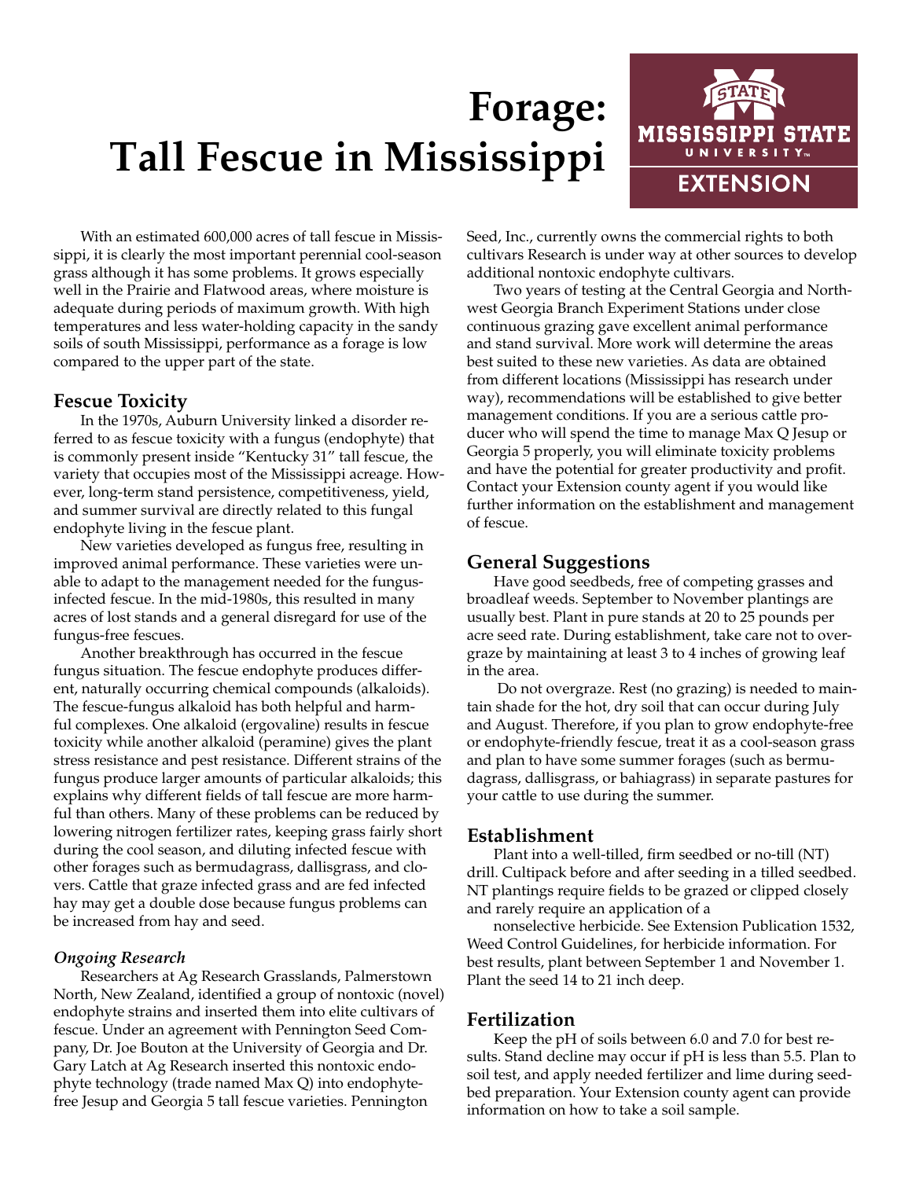# Forage: Tall Fescue in Mississippi

With an estimated 600,000 acres of tall fescue in Mississippi, it is clearly the most important perennial cool-season grass although it has some problems. It grows especially well in the Prairie and Flatwood areas, where moisture is adequate during periods of maximum growth. With high temperatures and less water-holding capacity in the sandy soils of south Mississippi, performance as a forage is low compared to the upper part of the state.

## Fescue Toxicity

In the 1970s, Auburn University linked a disorder referred to as fescue toxicity with a fungus (endophyte) that is commonly present inside "Kentucky 31" tall fescue, the variety that occupies most of the Mississippi acreage. However, long-term stand persistence, competitiveness, yield, and summer survival are directly related to this fungal endophyte living in the fescue plant.

New varieties developed as fungus free, resulting in improved animal performance. These varieties were unable to adapt to the management needed for the fungus-infected fescue. In the mid-1980s, this resulted in many acres of lost stands and a general disregard for use of the fungus-free fescues.

Another breakthrough has occurred in the fescue fungus situation. The fescue endophyte produces different, naturally occurring chemical compounds (alkaloids). The fescue-fungus alkaloid has both helpful and harmful complexes. One alkaloid (ergovaline) results in fescue toxicity while another alkaloid (peramine) gives the plant stress resistance and pest resistance. Different strains of the fungus produce larger amounts of particular alkaloids; this explains why different fields of tall fescue are more harmful than others. Many of these problems can be reduced by lowering nitrogen fertilizer rates, keeping grass fairly short during the cool season, and diluting infected fescue with other forages such as bermudagrass, dallisgrass, and clovers. Cattle that graze infected grass and are fed infected hay may get a double dose because fungus problems can be increased from hay and seed.

### *Ongoing Research*

Researchers at Ag Research Grasslands, Palmerstown North, New Zealand, identified a group of nontoxic (novel) endophyte strains and inserted them into elite cultivars of fescue. Under an agreement with Pennington Seed Company, Dr. Joe Bouton at the University of Georgia and Dr. Gary Latch at Ag Research inserted this nontoxic endophyte technology (trade named Max Q) into endophyte-free Jesup and Georgia 5 tall fescue varieties. Pennington Seed, Inc., currently owns the commercial rights to both cultivars Research is under way at other sources to develop additional nontoxic endophyte cultivars.

Two years of testing at the Central Georgia and Northwest Georgia Branch Experiment Stations under close continuous grazing gave excellent animal performance and stand survival. More work will determine the areas best suited to these new varieties. As data are obtained from different locations (Mississippi has research under way), recommendations will be established to give better management conditions. If you are a serious cattle producer who will spend the time to manage Max Q Jesup or Georgia 5 properly, you will eliminate toxicity problems and have the potential for greater productivity and profit. Contact your Extension county agent if you would like further information on the establishment and management of fescue.

## General Suggestions

Have good seedbeds, free of competing grasses and broadleaf weeds. September to November plantings are usually best. Plant in pure stands at 20 to 25 pounds per acre seed rate. During establishment, take care not to overgraze by maintaining at least 3 to 4 inches of growing leaf in the area.

Do not overgraze. Rest (no grazing) is needed to maintain shade for the hot, dry soil that can occur during July and August. Therefore, if you plan to grow endophyte-free or endophyte-friendly fescue, treat it as a cool-season grass and plan to have some summer forages (such as bermudagrass, dallisgrass, or bahiagrass) in separate pastures for your cattle to use during the summer.

## Establishment

Plant into a well-tilled, firm seedbed or no-till (NT) drill. Cultipack before and after seeding in a tilled seedbed. NT plantings require fields to be grazed or clipped closely and rarely require an application of a nonselective herbicide. See Extension Publication 1532, Weed Control Guidelines, for herbicide information. For best results, plant between September 1 and November 1. Plant the seed 14 to 21 inch deep.

## Fertilization

Keep the pH of soils between 6.0 and 7.0 for best results. Stand decline may occur if pH is less than 5.5. Plan to soil test, and apply needed fertilizer and lime during seedbed preparation. Your Extension county agent can provide information on how to take a soil sample.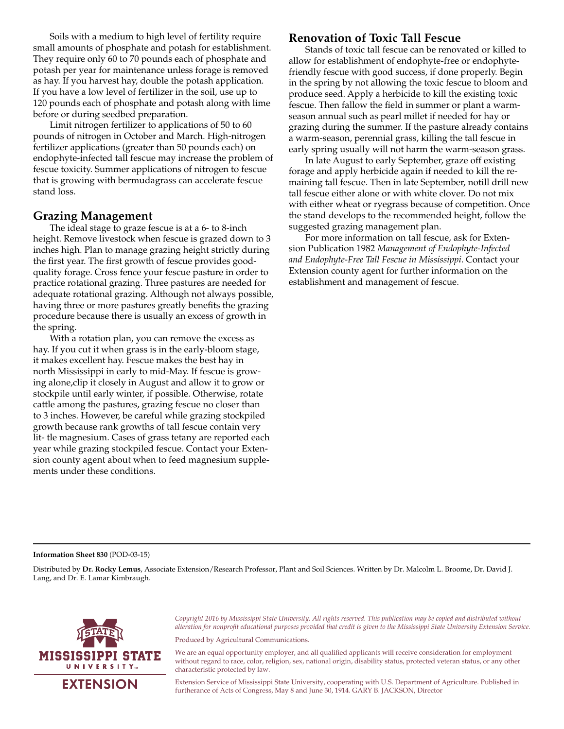Soils with a medium to high level of fertility require small amounts of phosphate and potash for establishment. They require only 60 to 70 pounds each of phosphate and potash per year for maintenance unless forage is removed as hay. If you harvest hay, double the potash application. If you have a low level of fertilizer in the soil, use up to 120 pounds each of phosphate and potash along with lime before or during seedbed preparation.

Limit nitrogen fertilizer to applications of 50 to 60 pounds of nitrogen in October and March. High-nitrogen fertilizer applications (greater than 50 pounds each) on endophyte-infected tall fescue may increase the problem of fescue toxicity. Summer applications of nitrogen to fescue that is growing with bermudagrass can accelerate fescue stand loss.

## Grazing Management

The ideal stage to graze fescue is at a 6- to 8-inch height. Remove livestock when fescue is grazed down to 3 inches high. Plan to manage grazing height strictly during the first year. The first growth of fescue provides good-quality forage. Cross fence your fescue pasture in order to practice rotational grazing. Three pastures are needed for adequate rotational grazing. Although not always possible, having three or more pastures greatly benefits the grazing procedure because there is usually an excess of growth in the spring.

With a rotation plan, you can remove the excess as hay. If you cut it when grass is in the early-bloom stage, it makes excellent hay. Fescue makes the best hay in north Mississippi in early to mid-May. If fescue is growing alone,clip it closely in August and allow it to grow or stockpile until early winter, if possible. Otherwise, rotate cattle among the pastures, grazing fescue no closer than to 3 inches. However, be careful while grazing stockpiled growth because rank growths of tall fescue contain very lit- tle magnesium. Cases of grass tetany are reported each year while grazing stockpiled fescue. Contact your Extension county agent about when to feed magnesium supplements under these conditions.

## Renovation of Toxic Tall Fescue

Stands of toxic tall fescue can be renovated or killed to allow for establishment of endophyte-free or endophyte-friendly fescue with good success, if done properly. Begin in the spring by not allowing the toxic fescue to bloom and produce seed. Apply a herbicide to kill the existing toxic fescue. Then fallow the field in summer or plant a warm-season annual such as pearl millet if needed for hay or grazing during the summer. If the pasture already contains a warm-season, perennial grass, killing the tall fescue in early spring usually will not harm the warm-season grass.

In late August to early September, graze off existing forage and apply herbicide again if needed to kill the remaining tall fescue. Then in late September, notill drill new tall fescue either alone or with white clover. Do not mix with either wheat or ryegrass because of competition. Once the stand develops to the recommended height, follow the suggested grazing management plan.

For more information on tall fescue, ask for Extension Publication 1982 *Management of Endophyte-Infected and Endophyte-Free Tall Fescue in Mississippi*. Contact your Extension county agent for further information on the establishment and management of fescue.

---

**Information Sheet 830** (POD-03-15)

Distributed by **Dr. Rocky Lemus**, Associate Extension/Research Professor, Plant and Soil Sciences. Written by Dr. Malcolm L. Broome, Dr. David J. Lang, and Dr. E. Lamar Kimbraugh.

MISSISSIPPI STATE UNIVERSITY EXTENSION

*Copyright 2016 by Mississippi State University. All rights reserved. This publication may be copied and distributed without alteration for nonprofit educational purposes provided that credit is given to the Mississippi State University Extension Service.*

Produced by Agricultural Communications.

We are an equal opportunity employer, and all qualified applicants will receive consideration for employment without regard to race, color, religion, sex, national origin, disability status, protected veteran status, or any other characteristic protected by law.

Extension Service of Mississippi State University, cooperating with U.S. Department of Agriculture. Published in furtherance of Acts of Congress, May 8 and June 30, 1914. GARY B. JACKSON, Director